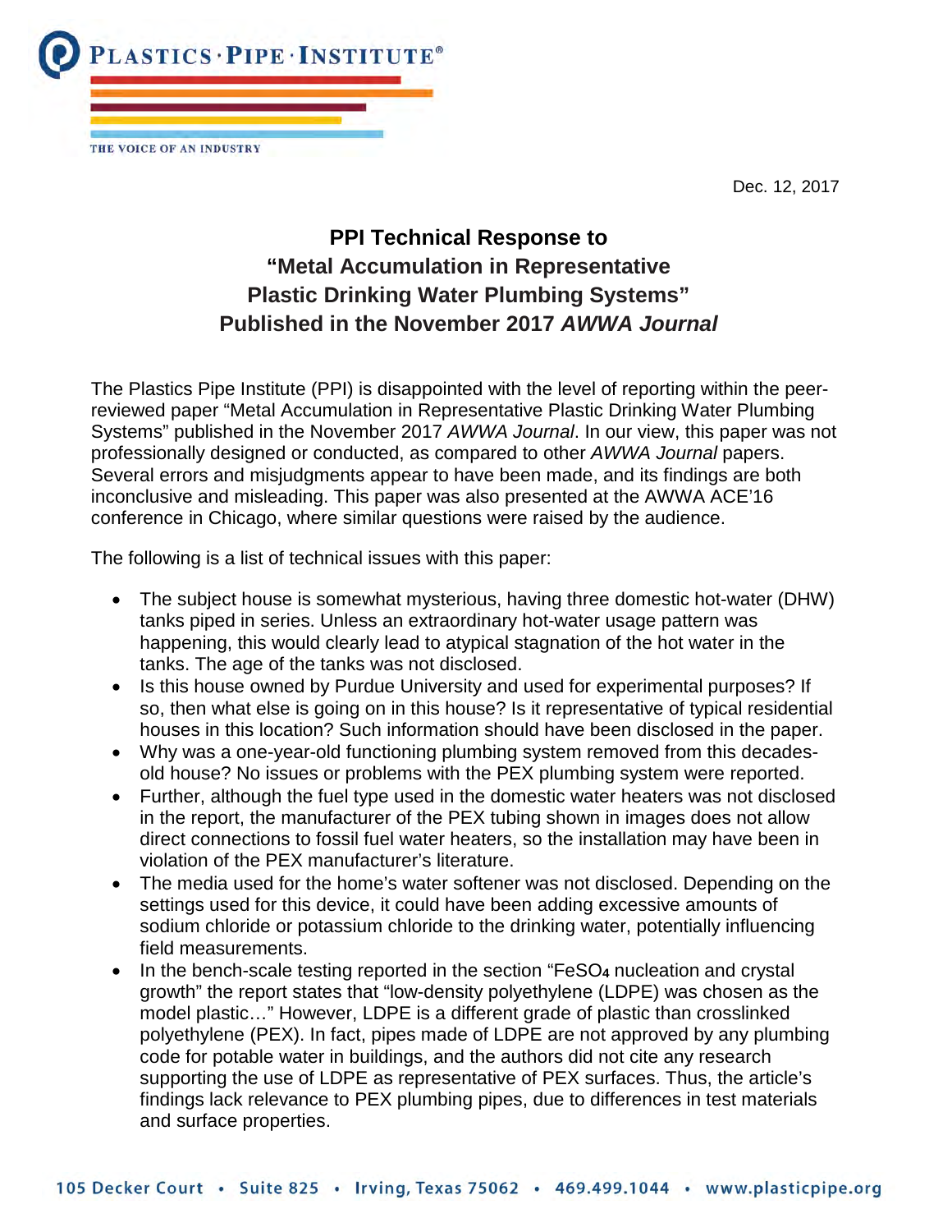PLASTICS·PIPE·INSTITUTE®

THE VOICE OF AN INDUSTRY

Dec. 12, 2017

# PPI Technical Response to "Metal Accumulation in Representative Plastic Drinking Water Plumbing Systems" Published in the November 2017 *AWWA Journal*

The Plastics Pipe Institute (PPI) is disappointed with the level of reporting within the peer-reviewed paper "Metal Accumulation in Representative Plastic Drinking Water Plumbing Systems" published in the November 2017 *AWWA Journal*. In our view, this paper was not professionally designed or conducted, as compared to other *AWWA Journal* papers. Several errors and misjudgments appear to have been made, and its findings are both inconclusive and misleading. This paper was also presented at the AWWA ACE'16 conference in Chicago, where similar questions were raised by the audience.

The following is a list of technical issues with this paper:

- The subject house is somewhat mysterious, having three domestic hot-water (DHW) tanks piped in series. Unless an extraordinary hot-water usage pattern was happening, this would clearly lead to atypical stagnation of the hot water in the tanks. The age of the tanks was not disclosed.
- Is this house owned by Purdue University and used for experimental purposes? If so, then what else is going on in this house? Is it representative of typical residential houses in this location? Such information should have been disclosed in the paper.
- Why was a one-year-old functioning plumbing system removed from this decades-old house? No issues or problems with the PEX plumbing system were reported.
- Further, although the fuel type used in the domestic water heaters was not disclosed in the report, the manufacturer of the PEX tubing shown in images does not allow direct connections to fossil fuel water heaters, so the installation may have been in violation of the PEX manufacturer's literature.
- The media used for the home's water softener was not disclosed. Depending on the settings used for this device, it could have been adding excessive amounts of sodium chloride or potassium chloride to the drinking water, potentially influencing field measurements.
- In the bench-scale testing reported in the section "$FeSO_4$ nucleation and crystal growth" the report states that "low-density polyethylene (LDPE) was chosen as the model plastic…" However, LDPE is a different grade of plastic than crosslinked polyethylene (PEX). In fact, pipes made of LDPE are not approved by any plumbing code for potable water in buildings, and the authors did not cite any research supporting the use of LDPE as representative of PEX surfaces. Thus, the article's findings lack relevance to PEX plumbing pipes, due to differences in test materials and surface properties.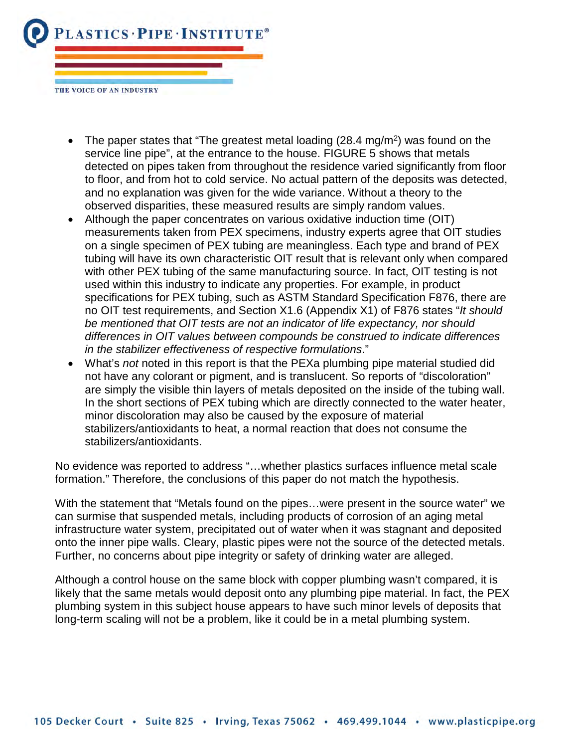- The paper states that "The greatest metal loading (28.4 mg/m$^2$) was found on the service line pipe", at the entrance to the house. FIGURE 5 shows that metals detected on pipes taken from throughout the residence varied significantly from floor to floor, and from hot to cold service. No actual pattern of the deposits was detected, and no explanation was given for the wide variance. Without a theory to the observed disparities, these measured results are simply random values.
- Although the paper concentrates on various oxidative induction time (OIT) measurements taken from PEX specimens, industry experts agree that OIT studies on a single specimen of PEX tubing are meaningless. Each type and brand of PEX tubing will have its own characteristic OIT result that is relevant only when compared with other PEX tubing of the same manufacturing source. In fact, OIT testing is not used within this industry to indicate any properties. For example, in product specifications for PEX tubing, such as ASTM Standard Specification F876, there are no OIT test requirements, and Section X1.6 (Appendix X1) of F876 states "*It should be mentioned that OIT tests are not an indicator of life expectancy, nor should differences in OIT values between compounds be construed to indicate differences in the stabilizer effectiveness of respective formulations*."
- What's *not* noted in this report is that the PEXa plumbing pipe material studied did not have any colorant or pigment, and is translucent. So reports of "discoloration" are simply the visible thin layers of metals deposited on the inside of the tubing wall. In the short sections of PEX tubing which are directly connected to the water heater, minor discoloration may also be caused by the exposure of material stabilizers/antioxidants to heat, a normal reaction that does not consume the stabilizers/antioxidants.

No evidence was reported to address "…whether plastics surfaces influence metal scale formation." Therefore, the conclusions of this paper do not match the hypothesis.

With the statement that "Metals found on the pipes…were present in the source water" we can surmise that suspended metals, including products of corrosion of an aging metal infrastructure water system, precipitated out of water when it was stagnant and deposited onto the inner pipe walls. Cleary, plastic pipes were not the source of the detected metals. Further, no concerns about pipe integrity or safety of drinking water are alleged.

Although a control house on the same block with copper plumbing wasn't compared, it is likely that the same metals would deposit onto any plumbing pipe material. In fact, the PEX plumbing system in this subject house appears to have such minor levels of deposits that long-term scaling will not be a problem, like it could be in a metal plumbing system.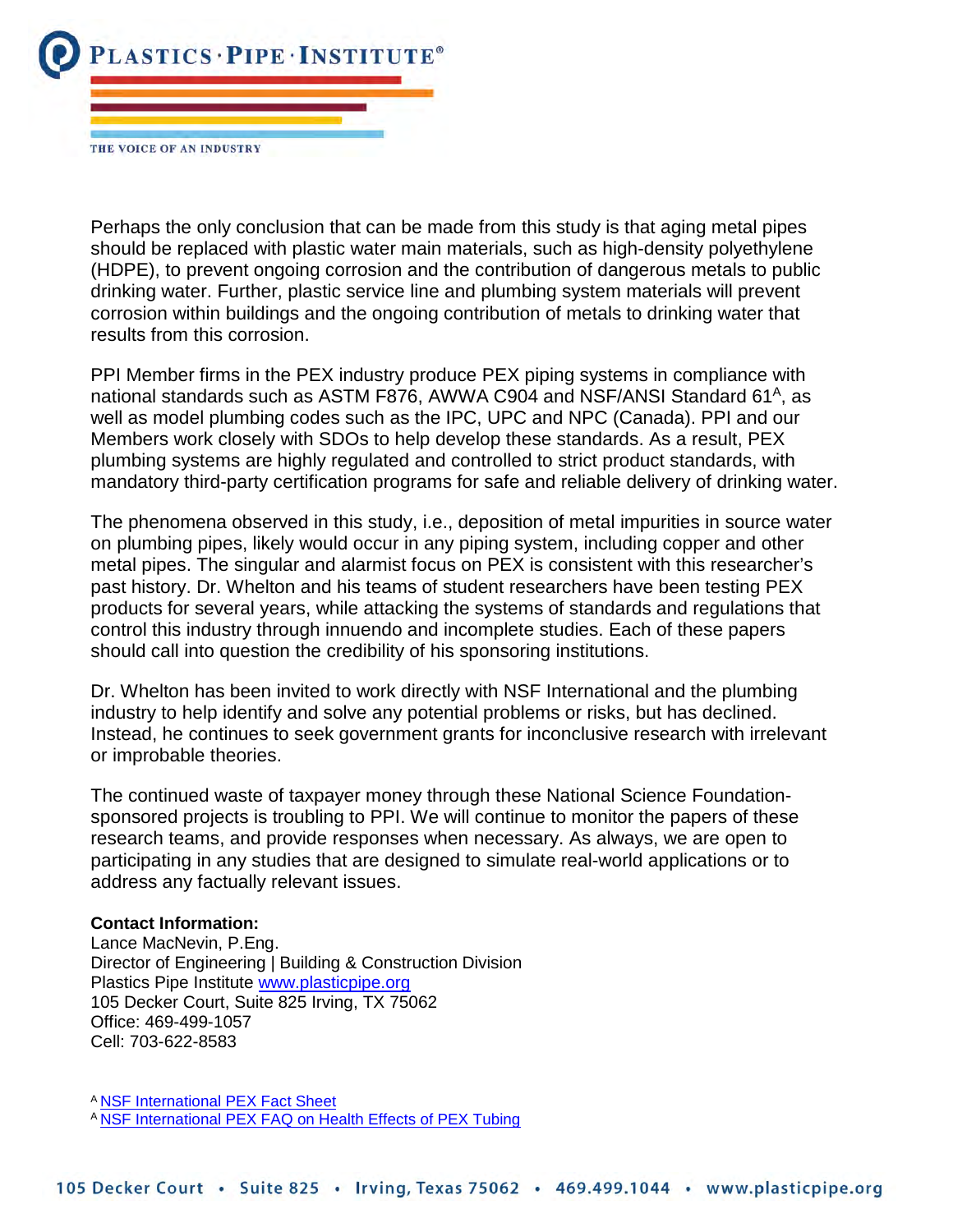Perhaps the only conclusion that can be made from this study is that aging metal pipes should be replaced with plastic water main materials, such as high-density polyethylene (HDPE), to prevent ongoing corrosion and the contribution of dangerous metals to public drinking water. Further, plastic service line and plumbing system materials will prevent corrosion within buildings and the ongoing contribution of metals to drinking water that results from this corrosion.

PPI Member firms in the PEX industry produce PEX piping systems in compliance with national standards such as ASTM F876, AWWA C904 and NSF/ANSI Standard 61[A], as well as model plumbing codes such as the IPC, UPC and NPC (Canada). PPI and our Members work closely with SDOs to help develop these standards. As a result, PEX plumbing systems are highly regulated and controlled to strict product standards, with mandatory third-party certification programs for safe and reliable delivery of drinking water.

The phenomena observed in this study, i.e., deposition of metal impurities in source water on plumbing pipes, likely would occur in any piping system, including copper and other metal pipes. The singular and alarmist focus on PEX is consistent with this researcher's past history. Dr. Whelton and his teams of student researchers have been testing PEX products for several years, while attacking the systems of standards and regulations that control this industry through innuendo and incomplete studies. Each of these papers should call into question the credibility of his sponsoring institutions.

Dr. Whelton has been invited to work directly with NSF International and the plumbing industry to help identify and solve any potential problems or risks, but has declined. Instead, he continues to seek government grants for inconclusive research with irrelevant or improbable theories.

The continued waste of taxpayer money through these National Science Foundation-sponsored projects is troubling to PPI. We will continue to monitor the papers of these research teams, and provide responses when necessary. As always, we are open to participating in any studies that are designed to simulate real-world applications or to address any factually relevant issues.

**Contact Information:**
Lance MacNevin, P.Eng.
Director of Engineering | Building & Construction Division
Plastics Pipe Institute www.plasticpipe.org
105 Decker Court, Suite 825 Irving, TX 75062
Office: 469-499-1057
Cell: 703-622-8583

[A] NSF International PEX Fact Sheet
[A] NSF International PEX FAQ on Health Effects of PEX Tubing